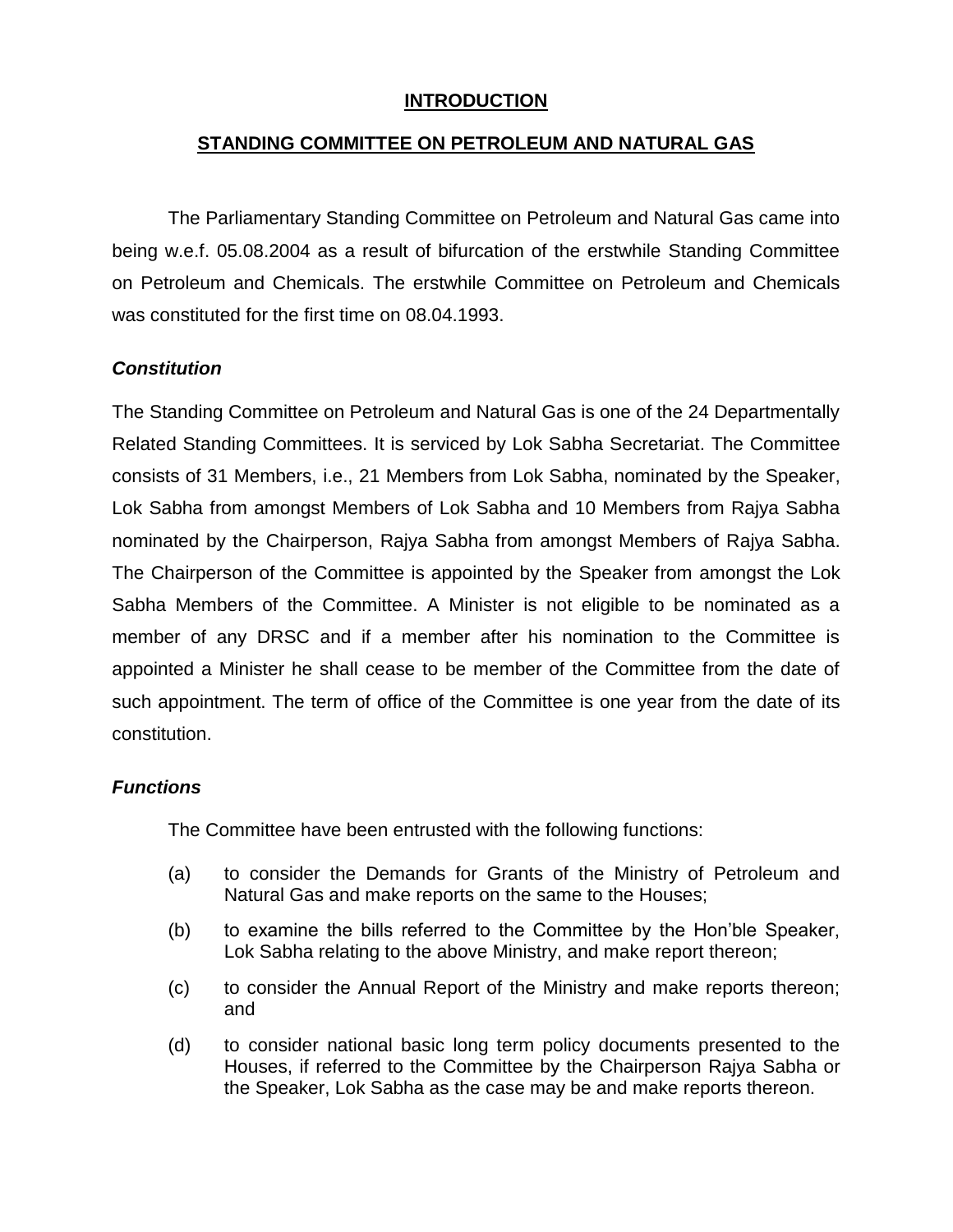# INTRODUCTION

## STANDING COMMITTEE ON PETROLEUM AND NATURAL GAS

The Parliamentary Standing Committee on Petroleum and Natural Gas came into being w.e.f. 05.08.2004 as a result of bifurcation of the erstwhile Standing Committee on Petroleum and Chemicals. The erstwhile Committee on Petroleum and Chemicals was constituted for the first time on 08.04.1993.

### *Constitution*

The Standing Committee on Petroleum and Natural Gas is one of the 24 Departmentally Related Standing Committees. It is serviced by Lok Sabha Secretariat. The Committee consists of 31 Members, i.e., 21 Members from Lok Sabha, nominated by the Speaker, Lok Sabha from amongst Members of Lok Sabha and 10 Members from Rajya Sabha nominated by the Chairperson, Rajya Sabha from amongst Members of Rajya Sabha. The Chairperson of the Committee is appointed by the Speaker from amongst the Lok Sabha Members of the Committee. A Minister is not eligible to be nominated as a member of any DRSC and if a member after his nomination to the Committee is appointed a Minister he shall cease to be member of the Committee from the date of such appointment. The term of office of the Committee is one year from the date of its constitution.

### *Functions*

The Committee have been entrusted with the following functions:

(a) to consider the Demands for Grants of the Ministry of Petroleum and Natural Gas and make reports on the same to the Houses;

(b) to examine the bills referred to the Committee by the Hon'ble Speaker, Lok Sabha relating to the above Ministry, and make report thereon;

(c) to consider the Annual Report of the Ministry and make reports thereon; and

(d) to consider national basic long term policy documents presented to the Houses, if referred to the Committee by the Chairperson Rajya Sabha or the Speaker, Lok Sabha as the case may be and make reports thereon.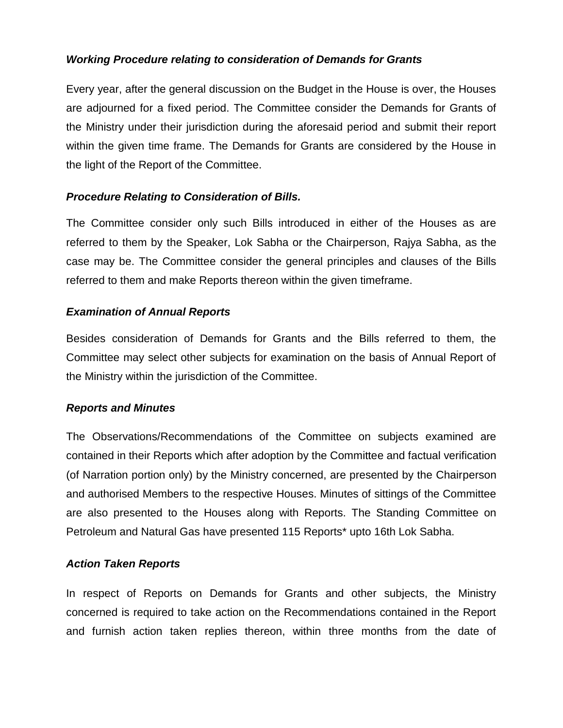***Working Procedure relating to consideration of Demands for Grants***

Every year, after the general discussion on the Budget in the House is over, the Houses are adjourned for a fixed period. The Committee consider the Demands for Grants of the Ministry under their jurisdiction during the aforesaid period and submit their report within the given time frame. The Demands for Grants are considered by the House in the light of the Report of the Committee.

***Procedure Relating to Consideration of Bills.***

The Committee consider only such Bills introduced in either of the Houses as are referred to them by the Speaker, Lok Sabha or the Chairperson, Rajya Sabha, as the case may be. The Committee consider the general principles and clauses of the Bills referred to them and make Reports thereon within the given timeframe.

***Examination of Annual Reports***

Besides consideration of Demands for Grants and the Bills referred to them, the Committee may select other subjects for examination on the basis of Annual Report of the Ministry within the jurisdiction of the Committee.

***Reports and Minutes***

The Observations/Recommendations of the Committee on subjects examined are contained in their Reports which after adoption by the Committee and factual verification (of Narration portion only) by the Ministry concerned, are presented by the Chairperson and authorised Members to the respective Houses. Minutes of sittings of the Committee are also presented to the Houses along with Reports. The Standing Committee on Petroleum and Natural Gas have presented 115 Reports* upto 16th Lok Sabha.

***Action Taken Reports***

In respect of Reports on Demands for Grants and other subjects, the Ministry concerned is required to take action on the Recommendations contained in the Report and furnish action taken replies thereon, within three months from the date of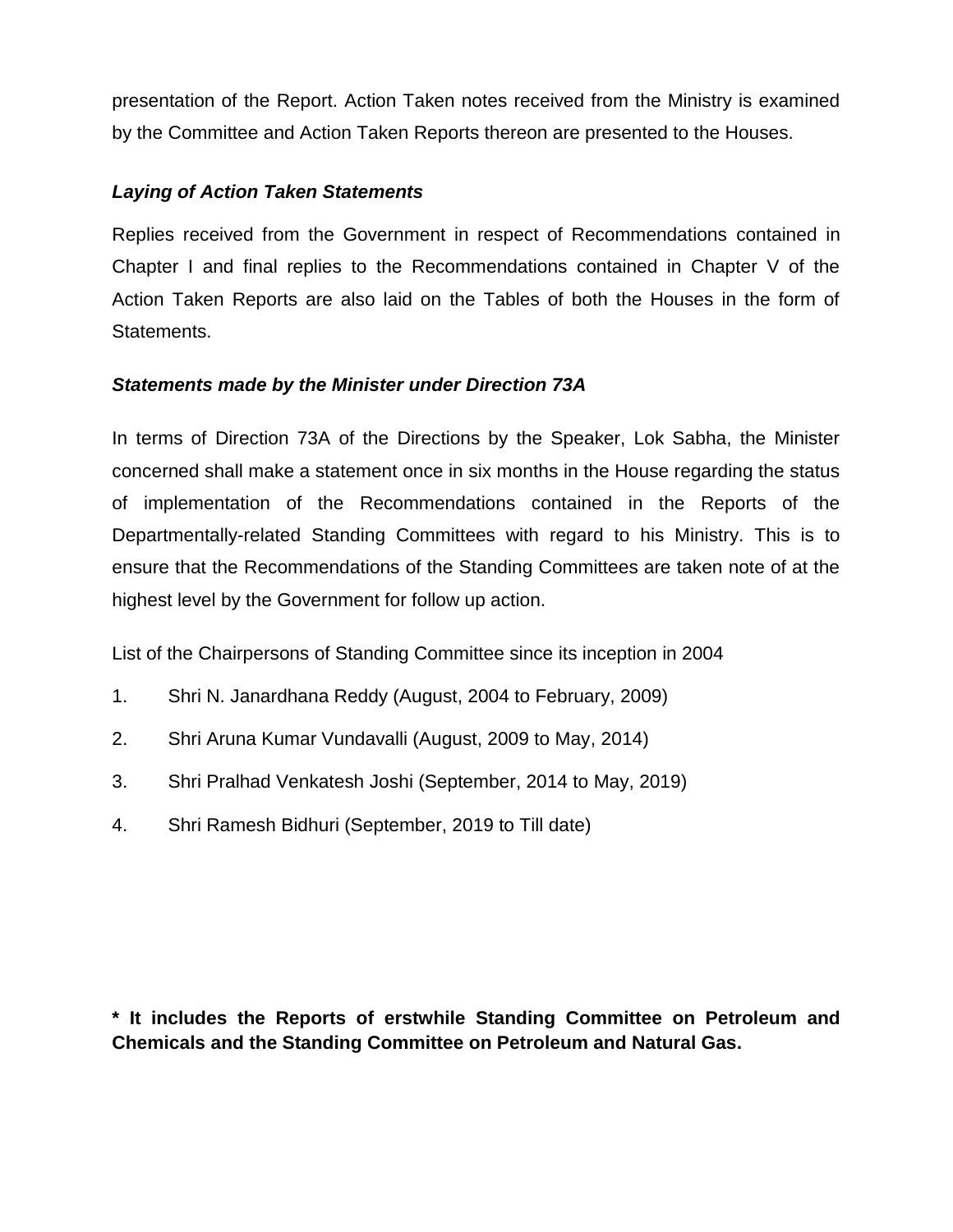presentation of the Report. Action Taken notes received from the Ministry is examined by the Committee and Action Taken Reports thereon are presented to the Houses.

***Laying of Action Taken Statements***

Replies received from the Government in respect of Recommendations contained in Chapter I and final replies to the Recommendations contained in Chapter V of the Action Taken Reports are also laid on the Tables of both the Houses in the form of Statements.

***Statements made by the Minister under Direction 73A***

In terms of Direction 73A of the Directions by the Speaker, Lok Sabha, the Minister concerned shall make a statement once in six months in the House regarding the status of implementation of the Recommendations contained in the Reports of the Departmentally-related Standing Committees with regard to his Ministry. This is to ensure that the Recommendations of the Standing Committees are taken note of at the highest level by the Government for follow up action.

List of the Chairpersons of Standing Committee since its inception in 2004

1. Shri N. Janardhana Reddy (August, 2004 to February, 2009)
2. Shri Aruna Kumar Vundavalli (August, 2009 to May, 2014)
3. Shri Pralhad Venkatesh Joshi (September, 2014 to May, 2019)
4. Shri Ramesh Bidhuri (September, 2019 to Till date)

**\* It includes the Reports of erstwhile Standing Committee on Petroleum and Chemicals and the Standing Committee on Petroleum and Natural Gas.**